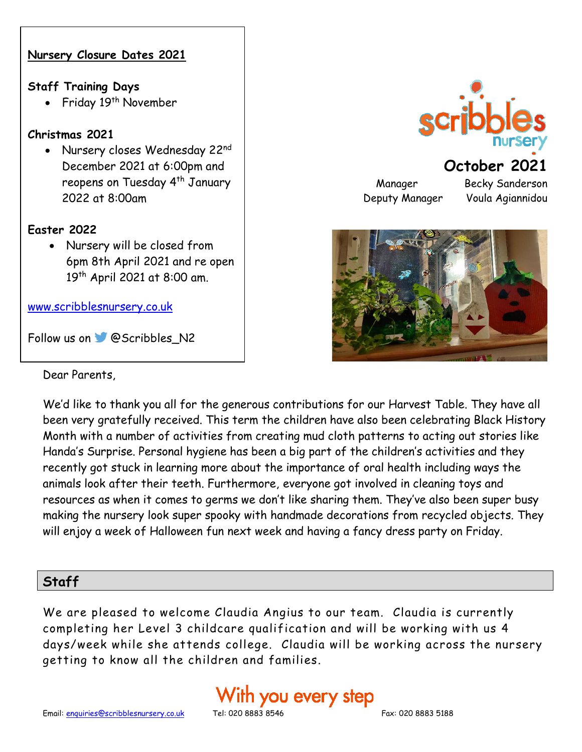**Nursery Closure Dates 2021**

**Staff Training Days**

- Friday 19th November

**Christmas 2021**

- Nursery closes Wednesday 22nd December 2021 at 6:00pm and reopens on Tuesday 4th January 2022 at 8:00am

**Easter 2022**

- Nursery will be closed from 6pm 8th April 2021 and re open 19th April 2021 at 8:00 am.

www.scribblesnursery.co.uk

Follow us on @Scribbles_N2

scribbles nursery

# October 2021

Manager Becky Sanderson
Deputy Manager Voula Agiannidou

Dear Parents,

We'd like to thank you all for the generous contributions for our Harvest Table. They have all been very gratefully received. This term the children have also been celebrating Black History Month with a number of activities from creating mud cloth patterns to acting out stories like Handa's Surprise. Personal hygiene has been a big part of the children's activities and they recently got stuck in learning more about the importance of oral health including ways the animals look after their teeth. Furthermore, everyone got involved in cleaning toys and resources as when it comes to germs we don't like sharing them. They've also been super busy making the nursery look super spooky with handmade decorations from recycled objects. They will enjoy a week of Halloween fun next week and having a fancy dress party on Friday.

## Staff

We are pleased to welcome Claudia Angius to our team. Claudia is currently completing her Level 3 childcare qualification and will be working with us 4 days/week while she attends college. Claudia will be working across the nursery getting to know all the children and families.

With you every step

Email: enquiries@scribblesnursery.co.uk Tel: 020 8883 8546 Fax: 020 8883 5188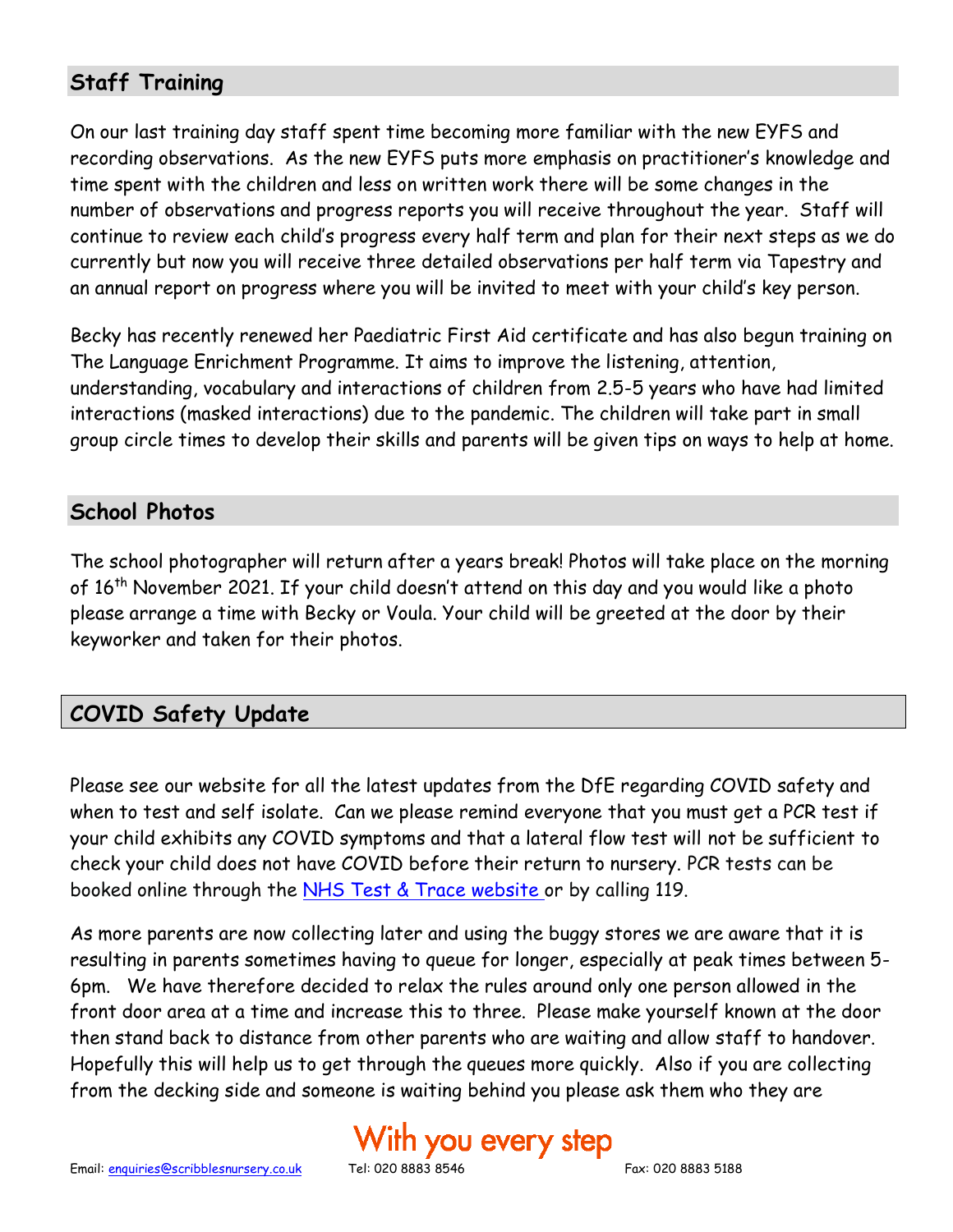## Staff Training

On our last training day staff spent time becoming more familiar with the new EYFS and recording observations. As the new EYFS puts more emphasis on practitioner's knowledge and time spent with the children and less on written work there will be some changes in the number of observations and progress reports you will receive throughout the year. Staff will continue to review each child's progress every half term and plan for their next steps as we do currently but now you will receive three detailed observations per half term via Tapestry and an annual report on progress where you will be invited to meet with your child's key person.

Becky has recently renewed her Paediatric First Aid certificate and has also begun training on The Language Enrichment Programme. It aims to improve the listening, attention, understanding, vocabulary and interactions of children from 2.5-5 years who have had limited interactions (masked interactions) due to the pandemic. The children will take part in small group circle times to develop their skills and parents will be given tips on ways to help at home.

## School Photos

The school photographer will return after a years break! Photos will take place on the morning of 16th November 2021. If your child doesn't attend on this day and you would like a photo please arrange a time with Becky or Voula. Your child will be greeted at the door by their keyworker and taken for their photos.

## COVID Safety Update

Please see our website for all the latest updates from the DfE regarding COVID safety and when to test and self isolate. Can we please remind everyone that you must get a PCR test if your child exhibits any COVID symptoms and that a lateral flow test will not be sufficient to check your child does not have COVID before their return to nursery. PCR tests can be booked online through the [NHS Test & Trace website](#) or by calling 119.

As more parents are now collecting later and using the buggy stores we are aware that it is resulting in parents sometimes having to queue for longer, especially at peak times between 5-6pm. We have therefore decided to relax the rules around only one person allowed in the front door area at a time and increase this to three. Please make yourself known at the door then stand back to distance from other parents who are waiting and allow staff to handover. Hopefully this will help us to get through the queues more quickly. Also if you are collecting from the decking side and someone is waiting behind you please ask them who they are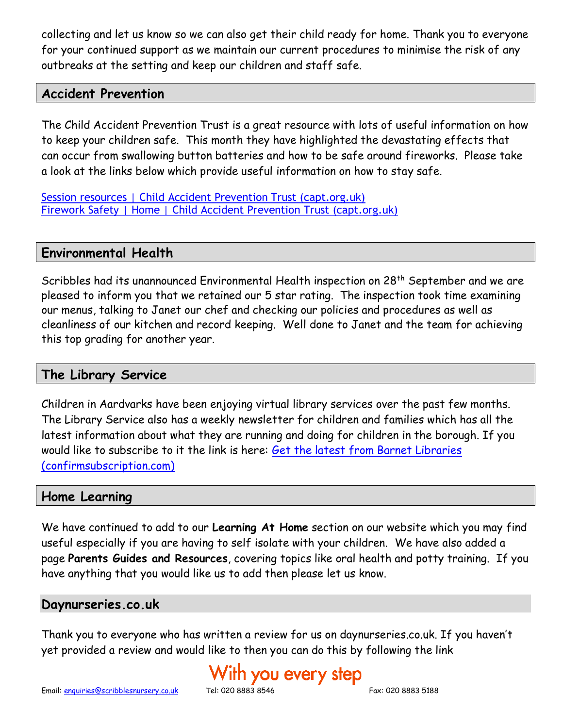collecting and let us know so we can also get their child ready for home. Thank you to everyone for your continued support as we maintain our current procedures to minimise the risk of any outbreaks at the setting and keep our children and staff safe.

## Accident Prevention

The Child Accident Prevention Trust is a great resource with lots of useful information on how to keep your children safe. This month they have highlighted the devastating effects that can occur from swallowing button batteries and how to be safe around fireworks. Please take a look at the links below which provide useful information on how to stay safe.

Session resources | Child Accident Prevention Trust (capt.org.uk)
Firework Safety | Home | Child Accident Prevention Trust (capt.org.uk)

## Environmental Health

Scribbles had its unannounced Environmental Health inspection on 28th September and we are pleased to inform you that we retained our 5 star rating. The inspection took time examining our menus, talking to Janet our chef and checking our policies and procedures as well as cleanliness of our kitchen and record keeping. Well done to Janet and the team for achieving this top grading for another year.

## The Library Service

Children in Aardvarks have been enjoying virtual library services over the past few months. The Library Service also has a weekly newsletter for children and families which has all the latest information about what they are running and doing for children in the borough. If you would like to subscribe to it the link is here: Get the latest from Barnet Libraries (confirmsubscription.com)

## Home Learning

We have continued to add to our **Learning At Home** section on our website which you may find useful especially if you are having to self isolate with your children. We have also added a page **Parents Guides and Resources**, covering topics like oral health and potty training. If you have anything that you would like us to add then please let us know.

## Daynurseries.co.uk

Thank you to everyone who has written a review for us on daynurseries.co.uk. If you haven't yet provided a review and would like to then you can do this by following the link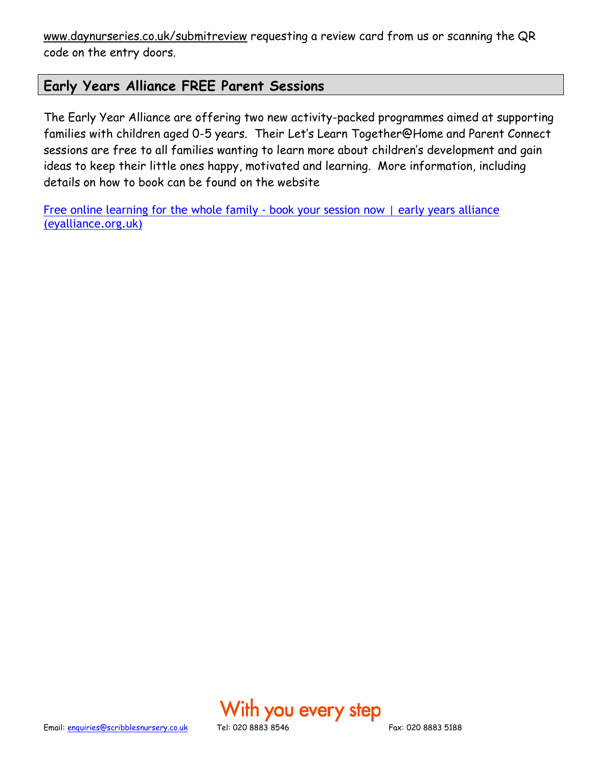www.daynurseries.co.uk/submitreview requesting a review card from us or scanning the QR code on the entry doors.

## Early Years Alliance FREE Parent Sessions

The Early Year Alliance are offering two new activity-packed programmes aimed at supporting families with children aged 0-5 years. Their Let's Learn Together@Home and Parent Connect sessions are free to all families wanting to learn more about children's development and gain ideas to keep their little ones happy, motivated and learning. More information, including details on how to book can be found on the website

[Free online learning for the whole family - book your session now | early years alliance (eyalliance.org.uk)](eyalliance.org.uk)

With you every step

Email: enquiries@scribblesnursery.co.uk    Tel: 020 8883 8546    Fax: 020 8883 5188